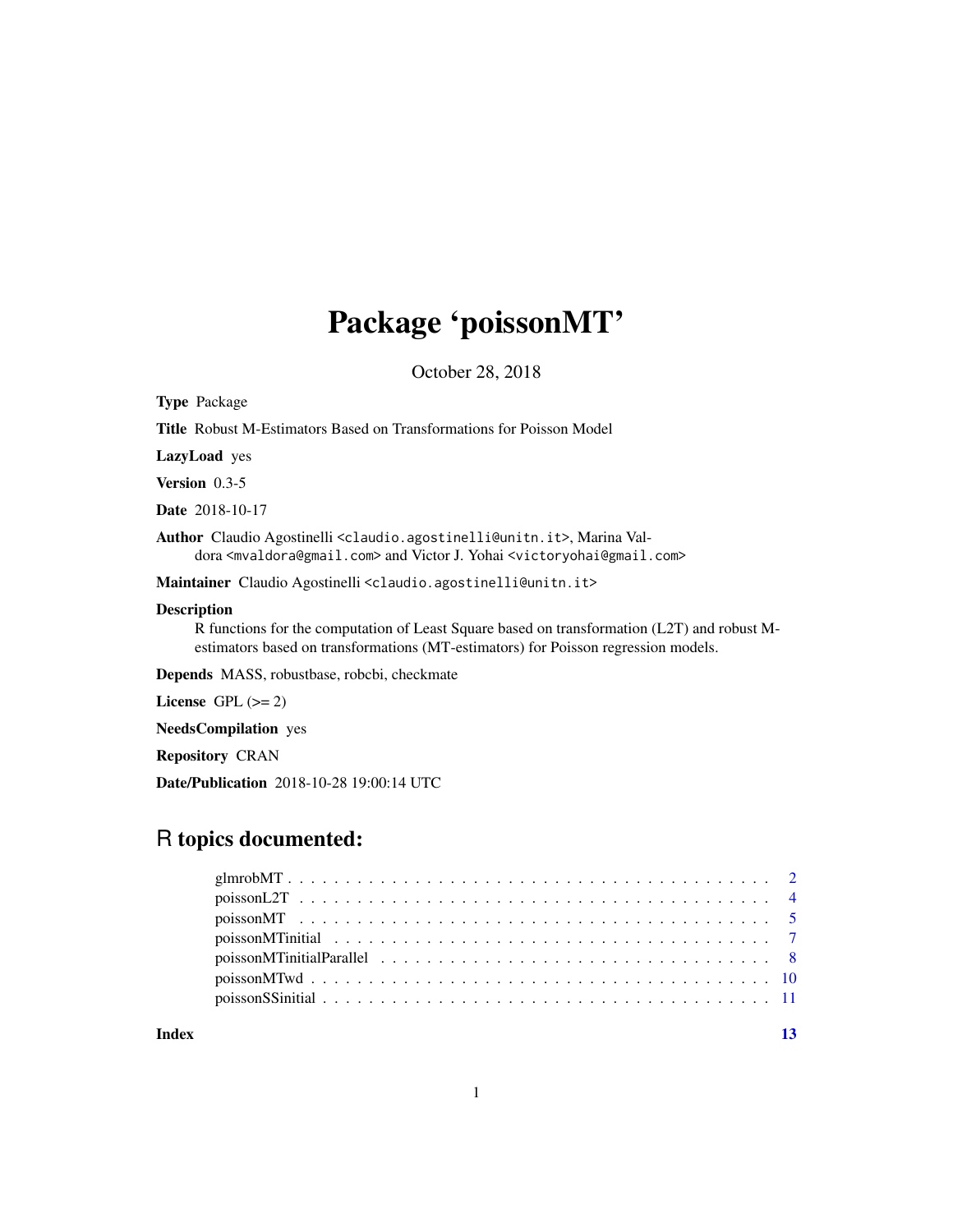# Package 'poissonMT'

October 28, 2018

**Type** Package

**Title** Robust M-Estimators Based on Transformations for Poisson Model

**LazyLoad** yes

**Version** 0.3-5

**Date** 2018-10-17

**Author** Claudio Agostinelli <claudio.agostinelli@unitn.it>, Marina Valdora <mvaldora@gmail.com> and Victor J. Yohai <victoryohai@gmail.com>

**Maintainer** Claudio Agostinelli <claudio.agostinelli@unitn.it>

**Description**
R functions for the computation of Least Square based on transformation (L2T) and robust M-estimators based on transformations (MT-estimators) for Poisson regression models.

**Depends** MASS, robustbase, robcbi, checkmate

**License** GPL (>= 2)

**NeedsCompilation** yes

**Repository** CRAN

**Date/Publication** 2018-10-28 19:00:14 UTC

## R topics documented:

- glmrobMT . . . . . . . . . . . . . . . . . . . . . . . . . . . . . . . . . . . . . . . . . 2
- poissonL2T . . . . . . . . . . . . . . . . . . . . . . . . . . . . . . . . . . . . . . . . 4
- poissonMT . . . . . . . . . . . . . . . . . . . . . . . . . . . . . . . . . . . . . . . . 5
- poissonMTinitial . . . . . . . . . . . . . . . . . . . . . . . . . . . . . . . . . . . . . 7
- poissonMTinitialParallel . . . . . . . . . . . . . . . . . . . . . . . . . . . . . . . . 8
- poissonMTwd . . . . . . . . . . . . . . . . . . . . . . . . . . . . . . . . . . . . . . 10
- poissonSSinitial . . . . . . . . . . . . . . . . . . . . . . . . . . . . . . . . . . . . . 11

**Index** 13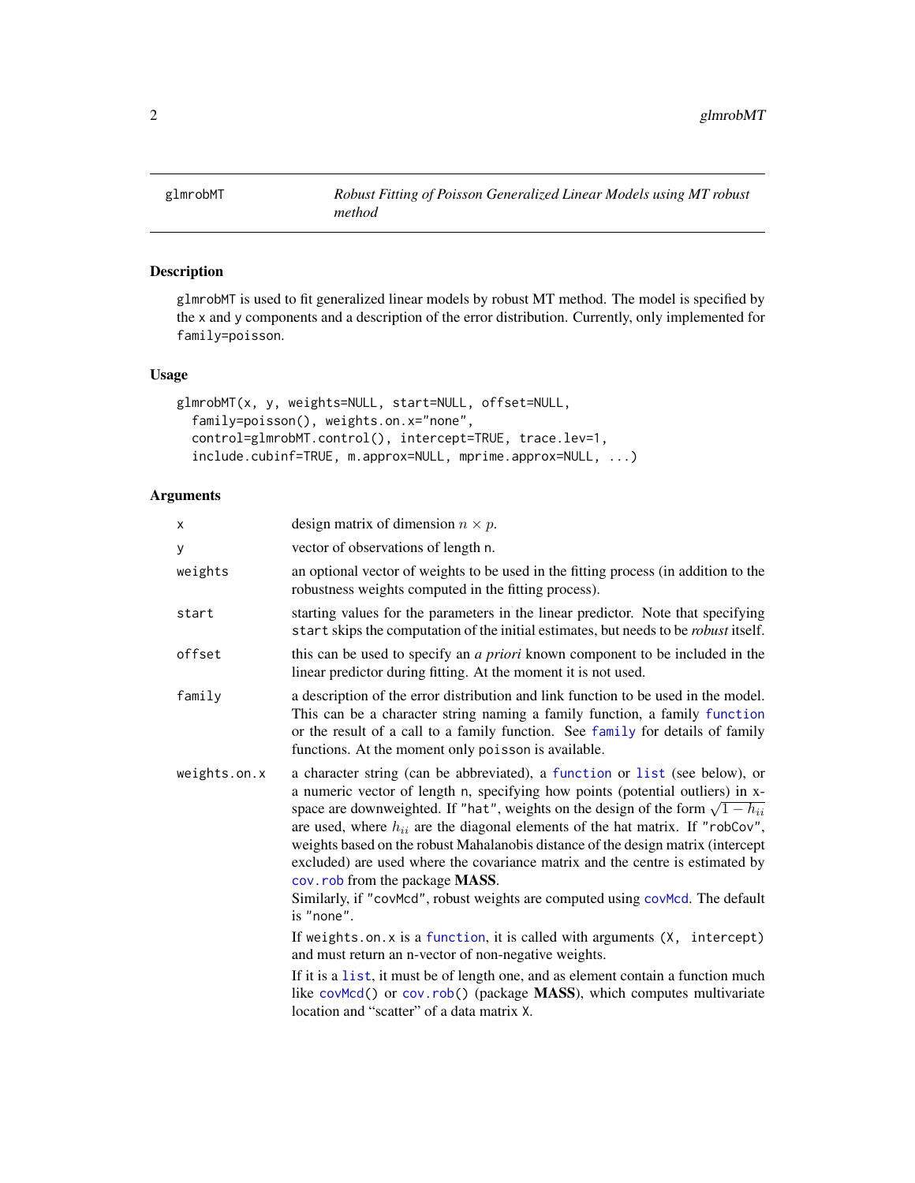glmrobMT — *Robust Fitting of Poisson Generalized Linear Models using MT robust method*

## Description

glmrobMT is used to fit generalized linear models by robust MT method. The model is specified by the x and y components and a description of the error distribution. Currently, only implemented for family=poisson.

## Usage

```
glmrobMT(x, y, weights=NULL, start=NULL, offset=NULL,
  family=poisson(), weights.on.x="none",
  control=glmrobMT.control(), intercept=TRUE, trace.lev=1,
  include.cubinf=TRUE, m.approx=NULL, mprime.approx=NULL, ...)
```

## Arguments

| | |
|---|---|
| x | design matrix of dimension $n \times p$. |
| y | vector of observations of length n. |
| weights | an optional vector of weights to be used in the fitting process (in addition to the robustness weights computed in the fitting process). |
| start | starting values for the parameters in the linear predictor. Note that specifying start skips the computation of the initial estimates, but needs to be *robust* itself. |
| offset | this can be used to specify an *a priori* known component to be included in the linear predictor during fitting. At the moment it is not used. |
| family | a description of the error distribution and link function to be used in the model. This can be a character string naming a family function, a family function or the result of a call to a family function. See family for details of family functions. At the moment only poisson is available. |
| weights.on.x | a character string (can be abbreviated), a function or list (see below), or a numeric vector of length n, specifying how points (potential outliers) in x-space are downweighted. If "hat", weights on the design of the form $\sqrt{1 - h_{ii}}$ are used, where $h_{ii}$ are the diagonal elements of the hat matrix. If "robCov", weights based on the robust Mahalanobis distance of the design matrix (intercept excluded) are used where the covariance matrix and the centre is estimated by cov.rob from the package **MASS**.<br>Similarly, if "covMcd", robust weights are computed using covMcd. The default is "none".<br><br>If weights.on.x is a function, it is called with arguments (X, intercept) and must return an n-vector of non-negative weights.<br><br>If it is a list, it must be of length one, and as element contain a function much like covMcd() or cov.rob() (package **MASS**), which computes multivariate location and "scatter" of a data matrix X. |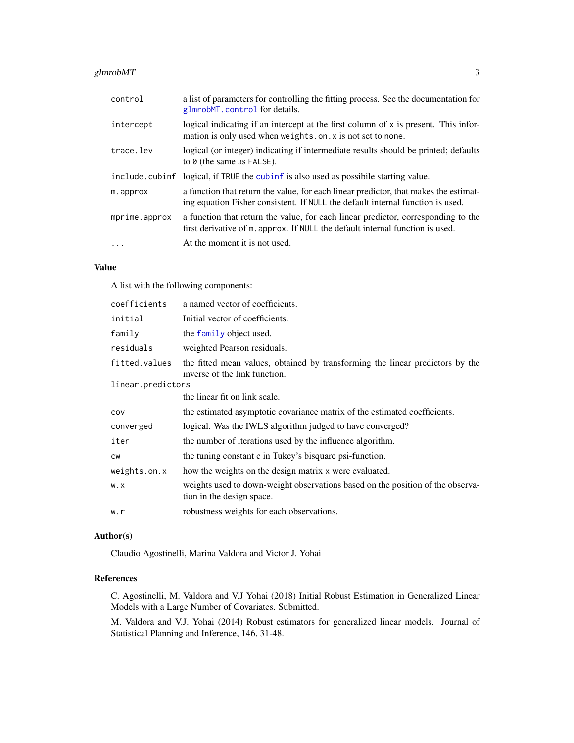| | |
|---|---|
| `control` | a list of parameters for controlling the fitting process. See the documentation for `glmrobMT.control` for details. |
| `intercept` | logical indicating if an intercept at the first column of `x` is present. This information is only used when `weights.on.x` is not set to `none`. |
| `trace.lev` | logical (or integer) indicating if intermediate results should be printed; defaults to `0` (the same as `FALSE`). |
| `include.cubinf` | logical, if `TRUE` the `cubinf` is also used as possibile starting value. |
| `m.approx` | a function that return the value, for each linear predictor, that makes the estimating equation Fisher consistent. If `NULL` the default internal function is used. |
| `mprime.approx` | a function that return the value, for each linear predictor, corresponding to the first derivative of `m.approx`. If `NULL` the default internal function is used. |
| `...` | At the moment it is not used. |

### Value

A list with the following components:

| | |
|---|---|
| `coefficients` | a named vector of coefficients. |
| `initial` | Initial vector of coefficients. |
| `family` | the `family` object used. |
| `residuals` | weighted Pearson residuals. |
| `fitted.values` | the fitted mean values, obtained by transforming the linear predictors by the inverse of the link function. |
| `linear.predictors` | the linear fit on link scale. |
| `cov` | the estimated asymptotic covariance matrix of the estimated coefficients. |
| `converged` | logical. Was the IWLS algorithm judged to have converged? |
| `iter` | the number of iterations used by the influence algorithm. |
| `cw` | the tuning constant c in Tukey's bisquare psi-function. |
| `weights.on.x` | how the weights on the design matrix `x` were evaluated. |
| `w.x` | weights used to down-weight observations based on the position of the observation in the design space. |
| `w.r` | robustness weights for each observations. |

### Author(s)

Claudio Agostinelli, Marina Valdora and Victor J. Yohai

### References

C. Agostinelli, M. Valdora and V.J Yohai (2018) Initial Robust Estimation in Generalized Linear Models with a Large Number of Covariates. Submitted.

M. Valdora and V.J. Yohai (2014) Robust estimators for generalized linear models. Journal of Statistical Planning and Inference, 146, 31-48.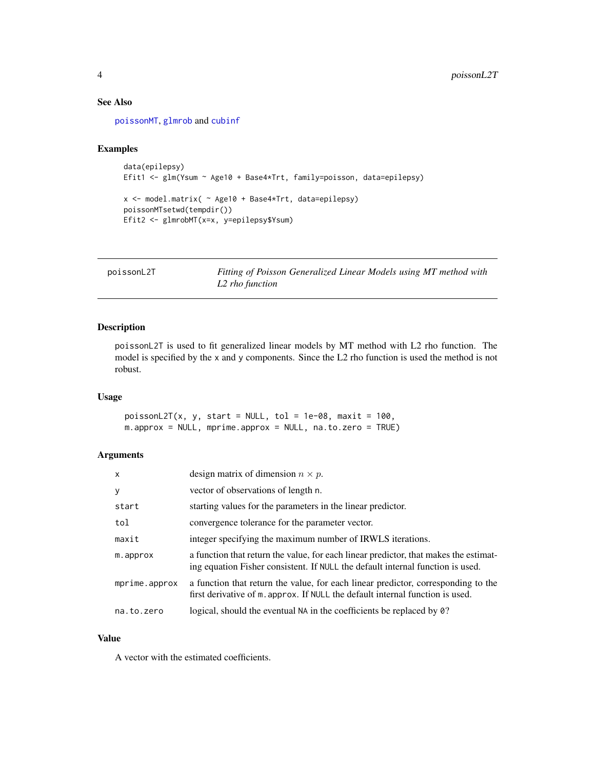### See Also

poissonMT, glmrob and cubinf

### Examples

```
data(epilepsy)
Efit1 <- glm(Ysum ~ Age10 + Base4*Trt, family=poisson, data=epilepsy)

x <- model.matrix( ~ Age10 + Base4*Trt, data=epilepsy)
poissonMTsetwd(tempdir())
Efit2 <- glmrobMT(x=x, y=epilepsy$Ysum)
```

---

## poissonL2T — *Fitting of Poisson Generalized Linear Models using MT method with L2 rho function*

---

### Description

poissonL2T is used to fit generalized linear models by MT method with L2 rho function. The model is specified by the x and y components. Since the L2 rho function is used the method is not robust.

### Usage

```
poissonL2T(x, y, start = NULL, tol = 1e-08, maxit = 100,
m.approx = NULL, mprime.approx = NULL, na.to.zero = TRUE)
```

### Arguments

| | |
|---|---|
| x | design matrix of dimension $n \times p$. |
| y | vector of observations of length n. |
| start | starting values for the parameters in the linear predictor. |
| tol | convergence tolerance for the parameter vector. |
| maxit | integer specifying the maximum number of IRWLS iterations. |
| m.approx | a function that return the value, for each linear predictor, that makes the estimating equation Fisher consistent. If NULL the default internal function is used. |
| mprime.approx | a function that return the value, for each linear predictor, corresponding to the first derivative of m.approx. If NULL the default internal function is used. |
| na.to.zero | logical, should the eventual NA in the coefficients be replaced by 0? |

### Value

A vector with the estimated coefficients.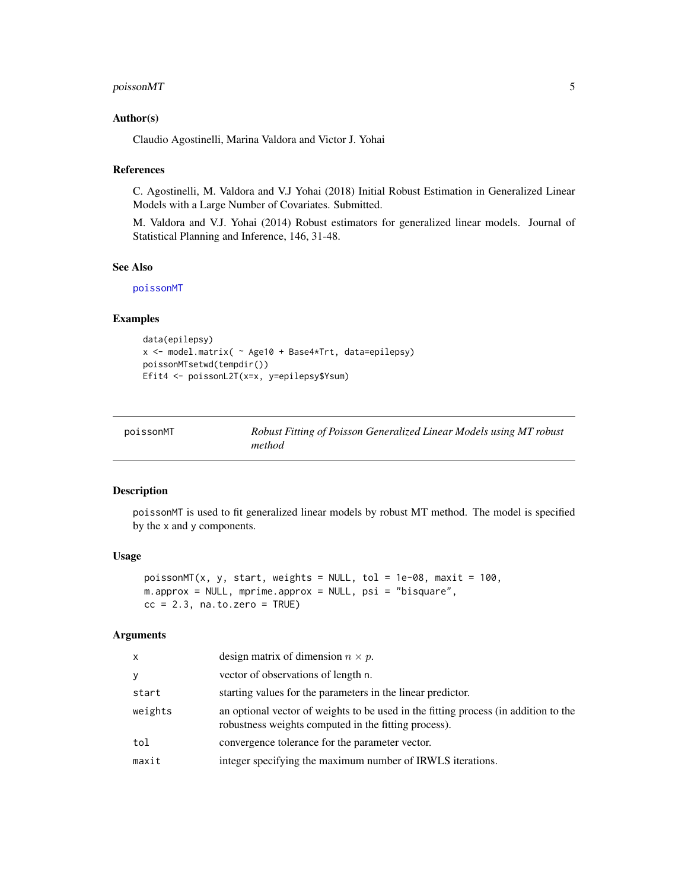### Author(s)

Claudio Agostinelli, Marina Valdora and Victor J. Yohai

### References

C. Agostinelli, M. Valdora and V.J Yohai (2018) Initial Robust Estimation in Generalized Linear Models with a Large Number of Covariates. Submitted.

M. Valdora and V.J. Yohai (2014) Robust estimators for generalized linear models. Journal of Statistical Planning and Inference, 146, 31-48.

### See Also

poissonMT

### Examples

```
data(epilepsy)
x <- model.matrix( ~ Age10 + Base4*Trt, data=epilepsy)
poissonMTsetwd(tempdir())
Efit4 <- poissonL2T(x=x, y=epilepsy$Ysum)
```

---

## poissonMT — *Robust Fitting of Poisson Generalized Linear Models using MT robust method*

---

### Description

poissonMT is used to fit generalized linear models by robust MT method. The model is specified by the x and y components.

### Usage

```
poissonMT(x, y, start, weights = NULL, tol = 1e-08, maxit = 100,
m.approx = NULL, mprime.approx = NULL, psi = "bisquare",
cc = 2.3, na.to.zero = TRUE)
```

### Arguments

| | |
|---|---|
| x | design matrix of dimension $n \times p$. |
| y | vector of observations of length n. |
| start | starting values for the parameters in the linear predictor. |
| weights | an optional vector of weights to be used in the fitting process (in addition to the robustness weights computed in the fitting process). |
| tol | convergence tolerance for the parameter vector. |
| maxit | integer specifying the maximum number of IRWLS iterations. |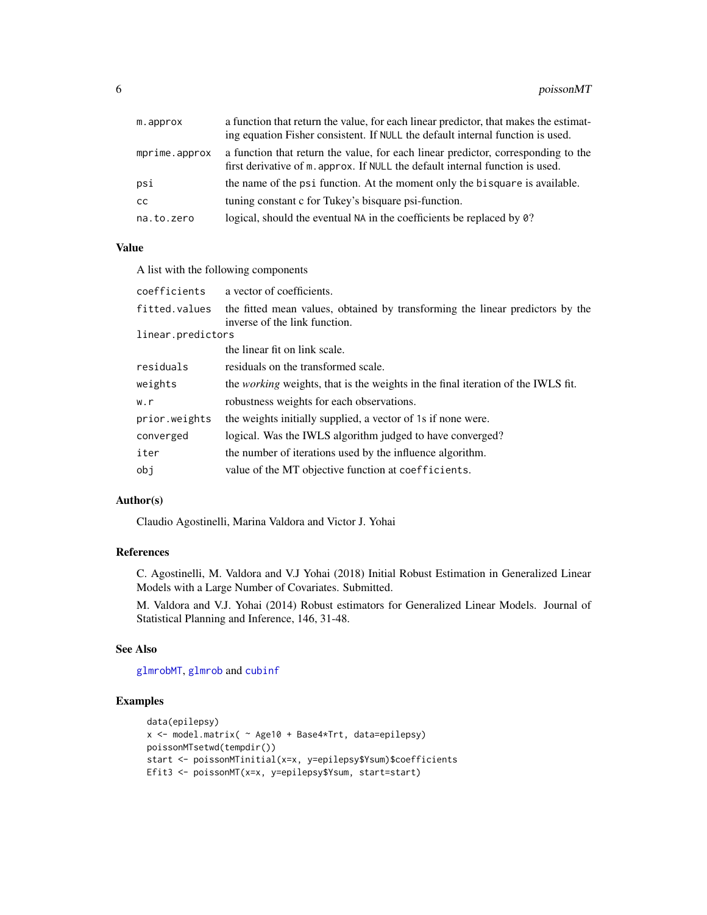| | |
|---|---|
| `m.approx` | a function that return the value, for each linear predictor, that makes the estimating equation Fisher consistent. If `NULL` the default internal function is used. |
| `mprime.approx` | a function that return the value, for each linear predictor, corresponding to the first derivative of `m.approx`. If `NULL` the default internal function is used. |
| `psi` | the name of the `psi` function. At the moment only the `bisquare` is available. |
| `cc` | tuning constant c for Tukey's bisquare psi-function. |
| `na.to.zero` | logical, should the eventual `NA` in the coefficients be replaced by `0`? |

## Value

A list with the following components

| | |
|---|---|
| `coefficients` | a vector of coefficients. |
| `fitted.values` | the fitted mean values, obtained by transforming the linear predictors by the inverse of the link function. |
| `linear.predictors` | the linear fit on link scale. |
| `residuals` | residuals on the transformed scale. |
| `weights` | the *working* weights, that is the weights in the final iteration of the IWLS fit. |
| `w.r` | robustness weights for each observations. |
| `prior.weights` | the weights initially supplied, a vector of 1s if none were. |
| `converged` | logical. Was the IWLS algorithm judged to have converged? |
| `iter` | the number of iterations used by the influence algorithm. |
| `obj` | value of the MT objective function at `coefficients`. |

## Author(s)

Claudio Agostinelli, Marina Valdora and Victor J. Yohai

## References

C. Agostinelli, M. Valdora and V.J Yohai (2018) Initial Robust Estimation in Generalized Linear Models with a Large Number of Covariates. Submitted.

M. Valdora and V.J. Yohai (2014) Robust estimators for Generalized Linear Models. Journal of Statistical Planning and Inference, 146, 31-48.

## See Also

`glmrobMT`, `glmrob` and `cubinf`

## Examples

```
data(epilepsy)
x <- model.matrix( ~ Age10 + Base4*Trt, data=epilepsy)
poissonMTsetwd(tempdir())
start <- poissonMTinitial(x=x, y=epilepsy$Ysum)$coefficients
Efit3 <- poissonMT(x=x, y=epilepsy$Ysum, start=start)
```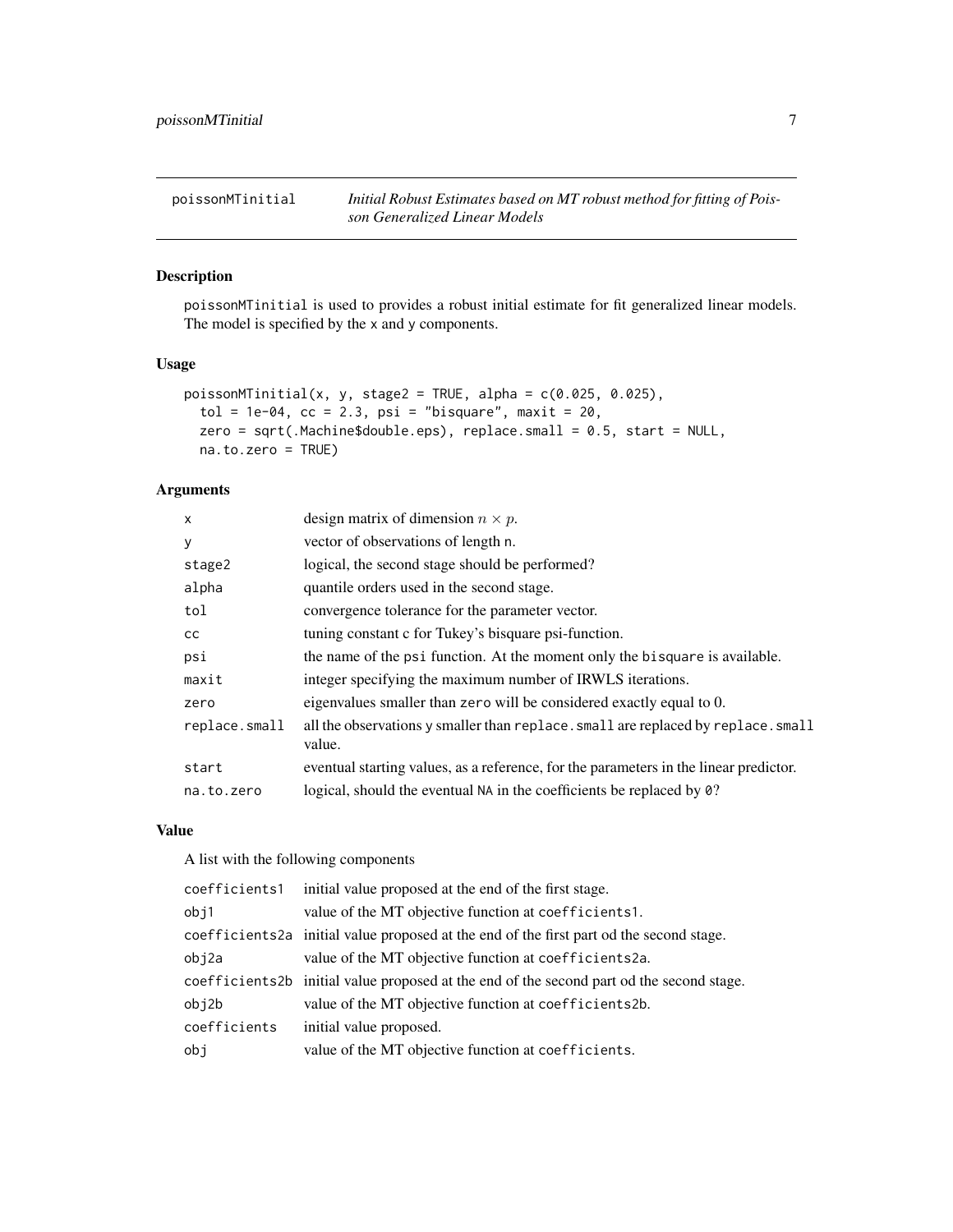## poissonMTinitial — *Initial Robust Estimates based on MT robust method for fitting of Poisson Generalized Linear Models*

### Description

`poissonMTinitial` is used to provides a robust initial estimate for fit generalized linear models. The model is specified by the `x` and `y` components.

### Usage

```
poissonMTinitial(x, y, stage2 = TRUE, alpha = c(0.025, 0.025),
  tol = 1e-04, cc = 2.3, psi = "bisquare", maxit = 20,
  zero = sqrt(.Machine$double.eps), replace.small = 0.5, start = NULL,
  na.to.zero = TRUE)
```

### Arguments

| | |
|---|---|
| `x` | design matrix of dimension $n \times p$. |
| `y` | vector of observations of length `n`. |
| `stage2` | logical, the second stage should be performed? |
| `alpha` | quantile orders used in the second stage. |
| `tol` | convergence tolerance for the parameter vector. |
| `cc` | tuning constant c for Tukey's bisquare psi-function. |
| `psi` | the name of the `psi` function. At the moment only the `bisquare` is available. |
| `maxit` | integer specifying the maximum number of IRWLS iterations. |
| `zero` | eigenvalues smaller than `zero` will be considered exactly equal to 0. |
| `replace.small` | all the observations `y` smaller than `replace.small` are replaced by `replace.small` value. |
| `start` | eventual starting values, as a reference, for the parameters in the linear predictor. |
| `na.to.zero` | logical, should the eventual `NA` in the coefficients be replaced by `0`? |

### Value

A list with the following components

| | |
|---|---|
| `coefficients1` | initial value proposed at the end of the first stage. |
| `obj1` | value of the MT objective function at `coefficients1`. |
| `coefficients2a` | initial value proposed at the end of the first part od the second stage. |
| `obj2a` | value of the MT objective function at `coefficients2a`. |
| `coefficients2b` | initial value proposed at the end of the second part od the second stage. |
| `obj2b` | value of the MT objective function at `coefficients2b`. |
| `coefficients` | initial value proposed. |
| `obj` | value of the MT objective function at `coefficients`. |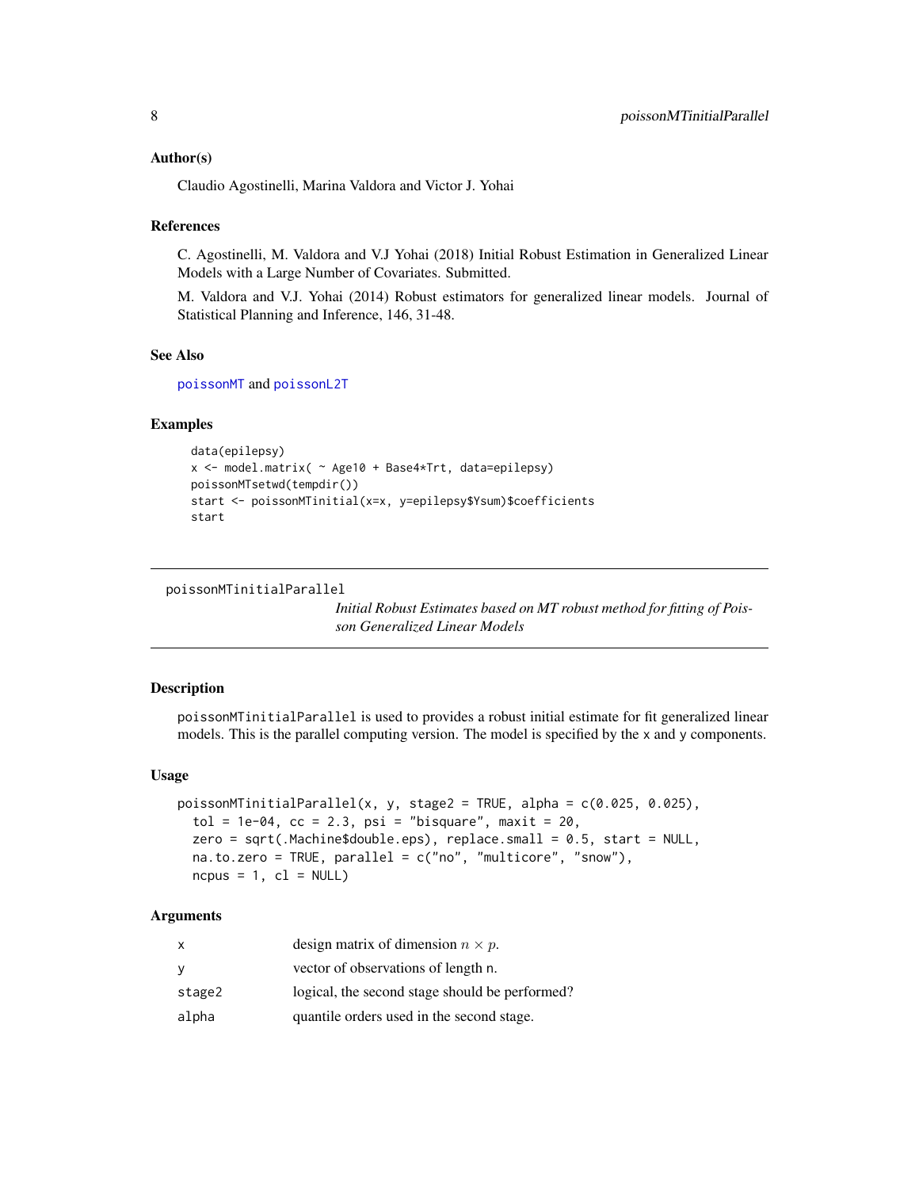### Author(s)

Claudio Agostinelli, Marina Valdora and Victor J. Yohai

### References

C. Agostinelli, M. Valdora and V.J Yohai (2018) Initial Robust Estimation in Generalized Linear Models with a Large Number of Covariates. Submitted.

M. Valdora and V.J. Yohai (2014) Robust estimators for generalized linear models. Journal of Statistical Planning and Inference, 146, 31-48.

### See Also

poissonMT and poissonL2T

### Examples

```
data(epilepsy)
x <- model.matrix( ~ Age10 + Base4*Trt, data=epilepsy)
poissonMTsetwd(tempdir())
start <- poissonMTinitial(x=x, y=epilepsy$Ysum)$coefficients
start
```

---

## poissonMTinitialParallel

*Initial Robust Estimates based on MT robust method for fitting of Poisson Generalized Linear Models*

---

### Description

poissonMTinitialParallel is used to provides a robust initial estimate for fit generalized linear models. This is the parallel computing version. The model is specified by the x and y components.

### Usage

```
poissonMTinitialParallel(x, y, stage2 = TRUE, alpha = c(0.025, 0.025),
  tol = 1e-04, cc = 2.3, psi = "bisquare", maxit = 20,
  zero = sqrt(.Machine$double.eps), replace.small = 0.5, start = NULL,
  na.to.zero = TRUE, parallel = c("no", "multicore", "snow"),
  ncpus = 1, cl = NULL)
```

### Arguments

| | |
|---|---|
| x | design matrix of dimension $n \times p$. |
| y | vector of observations of length n. |
| stage2 | logical, the second stage should be performed? |
| alpha | quantile orders used in the second stage. |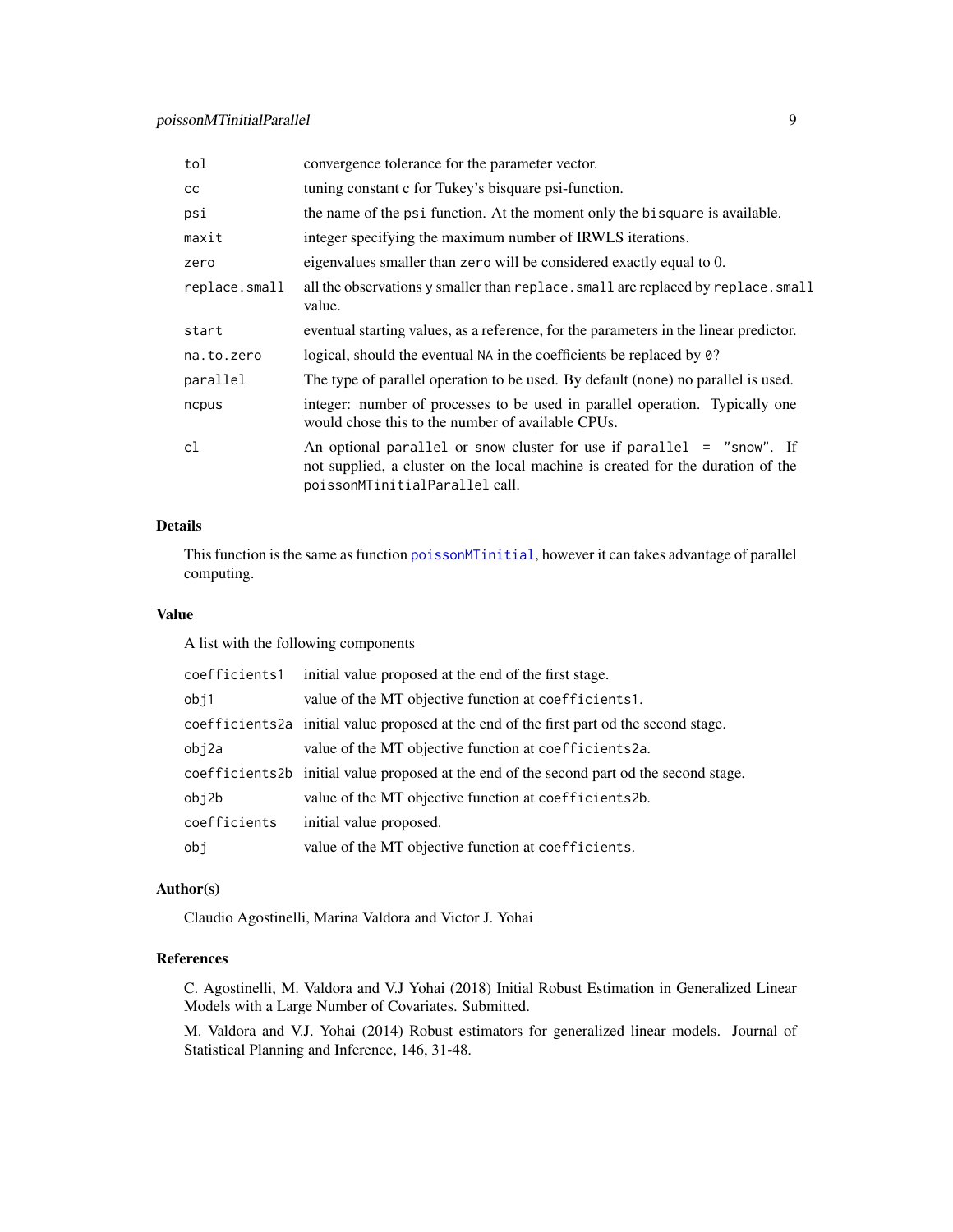| | |
|---|---|
| `tol` | convergence tolerance for the parameter vector. |
| `cc` | tuning constant c for Tukey's bisquare psi-function. |
| `psi` | the name of the `psi` function. At the moment only the `bisquare` is available. |
| `maxit` | integer specifying the maximum number of IRWLS iterations. |
| `zero` | eigenvalues smaller than `zero` will be considered exactly equal to 0. |
| `replace.small` | all the observations y smaller than `replace.small` are replaced by `replace.small` value. |
| `start` | eventual starting values, as a reference, for the parameters in the linear predictor. |
| `na.to.zero` | logical, should the eventual `NA` in the coefficients be replaced by `0`? |
| `parallel` | The type of parallel operation to be used. By default (`none`) no parallel is used. |
| `ncpus` | integer: number of processes to be used in parallel operation. Typically one would chose this to the number of available CPUs. |
| `cl` | An optional `parallel` or `snow` cluster for use if `parallel = "snow"`. If not supplied, a cluster on the local machine is created for the duration of the `poissonMTinitialParallel` call. |

## Details

This function is the same as function `poissonMTinitial`, however it can takes advantage of parallel computing.

## Value

A list with the following components

| | |
|---|---|
| `coefficients1` | initial value proposed at the end of the first stage. |
| `obj1` | value of the MT objective function at `coefficients1`. |
| `coefficients2a` | initial value proposed at the end of the first part od the second stage. |
| `obj2a` | value of the MT objective function at `coefficients2a`. |
| `coefficients2b` | initial value proposed at the end of the second part od the second stage. |
| `obj2b` | value of the MT objective function at `coefficients2b`. |
| `coefficients` | initial value proposed. |
| `obj` | value of the MT objective function at `coefficients`. |

## Author(s)

Claudio Agostinelli, Marina Valdora and Victor J. Yohai

## References

C. Agostinelli, M. Valdora and V.J Yohai (2018) Initial Robust Estimation in Generalized Linear Models with a Large Number of Covariates. Submitted.

M. Valdora and V.J. Yohai (2014) Robust estimators for generalized linear models. Journal of Statistical Planning and Inference, 146, 31-48.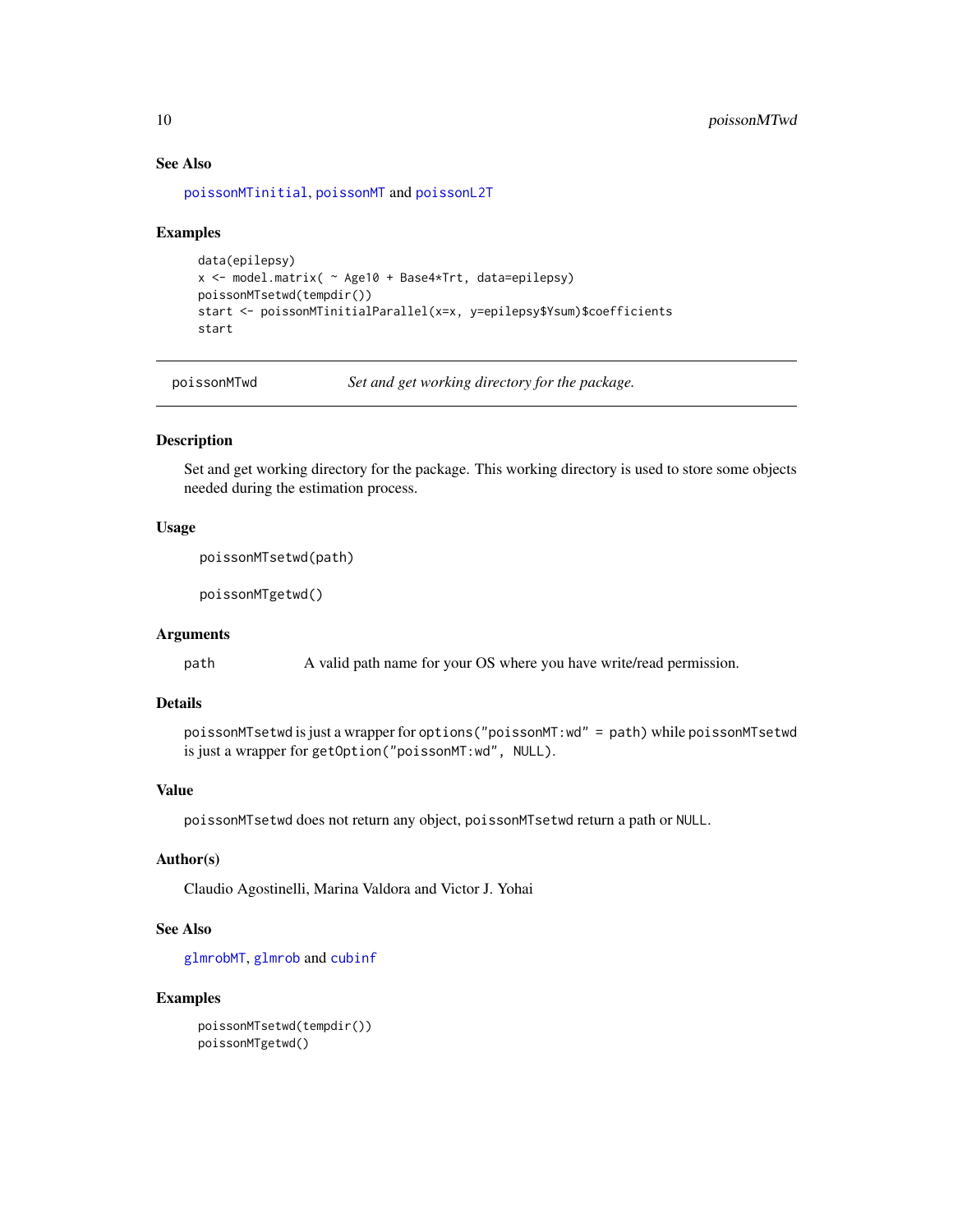### See Also

poissonMTinitial, poissonMT and poissonL2T

### Examples

```
data(epilepsy)
x <- model.matrix( ~ Age10 + Base4*Trt, data=epilepsy)
poissonMTsetwd(tempdir())
start <- poissonMTinitialParallel(x=x, y=epilepsy$Ysum)$coefficients
start
```

---

## poissonMTwd — *Set and get working directory for the package.*

---

### Description

Set and get working directory for the package. This working directory is used to store some objects needed during the estimation process.

### Usage

```
poissonMTsetwd(path)

poissonMTgetwd()
```

### Arguments

| | |
|---|---|
| path | A valid path name for your OS where you have write/read permission. |

### Details

`poissonMTsetwd` is just a wrapper for `options("poissonMT:wd" = path)` while `poissonMTsetwd` is just a wrapper for `getOption("poissonMT:wd", NULL)`.

### Value

`poissonMTsetwd` does not return any object, `poissonMTsetwd` return a path or `NULL`.

### Author(s)

Claudio Agostinelli, Marina Valdora and Victor J. Yohai

### See Also

glmrobMT, glmrob and cubinf

### Examples

```
poissonMTsetwd(tempdir())
poissonMTgetwd()
```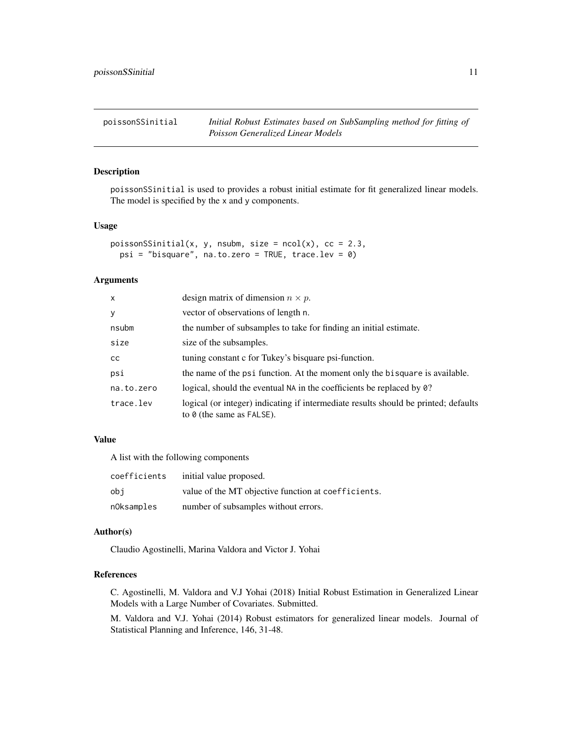## poissonSSinitial — *Initial Robust Estimates based on SubSampling method for fitting of Poisson Generalized Linear Models*

### Description

poissonSSinitial is used to provides a robust initial estimate for fit generalized linear models. The model is specified by the x and y components.

### Usage

```
poissonSSinitial(x, y, nsubm, size = ncol(x), cc = 2.3,
  psi = "bisquare", na.to.zero = TRUE, trace.lev = 0)
```

### Arguments

| | |
|---|---|
| x | design matrix of dimension $n \times p$. |
| y | vector of observations of length n. |
| nsubm | the number of subsamples to take for finding an initial estimate. |
| size | size of the subsamples. |
| cc | tuning constant c for Tukey's bisquare psi-function. |
| psi | the name of the psi function. At the moment only the bisquare is available. |
| na.to.zero | logical, should the eventual NA in the coefficients be replaced by 0? |
| trace.lev | logical (or integer) indicating if intermediate results should be printed; defaults to 0 (the same as FALSE). |

### Value

A list with the following components

| | |
|---|---|
| coefficients | initial value proposed. |
| obj | value of the MT objective function at coefficients. |
| nOksamples | number of subsamples without errors. |

### Author(s)

Claudio Agostinelli, Marina Valdora and Victor J. Yohai

### References

C. Agostinelli, M. Valdora and V.J Yohai (2018) Initial Robust Estimation in Generalized Linear Models with a Large Number of Covariates. Submitted.

M. Valdora and V.J. Yohai (2014) Robust estimators for generalized linear models. Journal of Statistical Planning and Inference, 146, 31-48.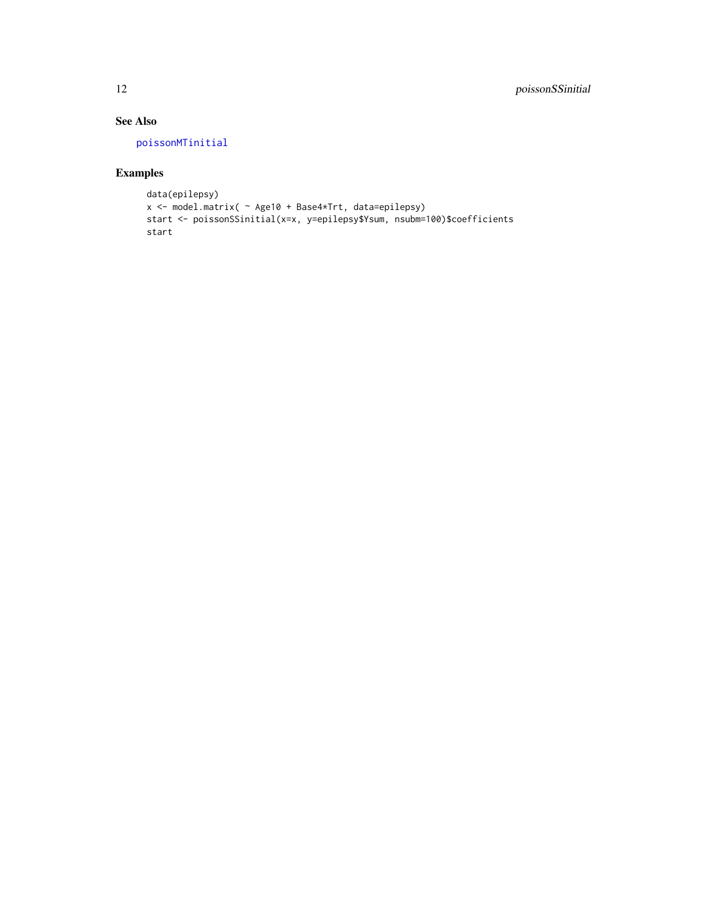## See Also

poissonMTinitial

## Examples

```
data(epilepsy)
x <- model.matrix( ~ Age10 + Base4*Trt, data=epilepsy)
start <- poissonSSinitial(x=x, y=epilepsy$Ysum, nsubm=100)$coefficients
start
```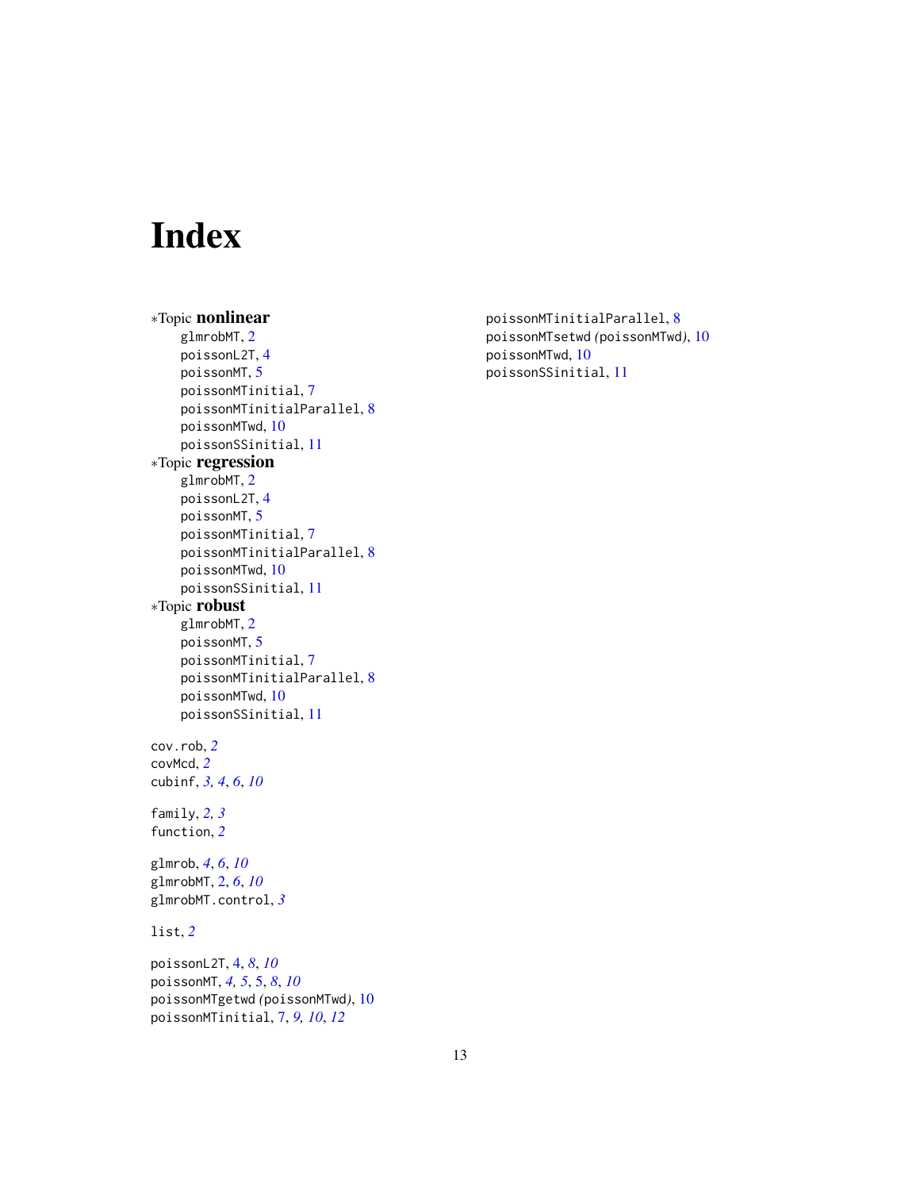# Index

*Topic **nonlinear**
- glmrobMT, 2
- poissonL2T, 4
- poissonMT, 5
- poissonMTinitial, 7
- poissonMTinitialParallel, 8
- poissonMTwd, 10
- poissonSSinitial, 11

*Topic **regression**
- glmrobMT, 2
- poissonL2T, 4
- poissonMT, 5
- poissonMTinitial, 7
- poissonMTinitialParallel, 8
- poissonMTwd, 10
- poissonSSinitial, 11

*Topic **robust**
- glmrobMT, 2
- poissonMT, 5
- poissonMTinitial, 7
- poissonMTinitialParallel, 8
- poissonMTwd, 10
- poissonSSinitial, 11

cov.rob, *2*
covMcd, *2*
cubinf, *3, 4*, *6*, *10*

family, *2, 3*
function, *2*

glmrob, *4*, *6*, *10*
glmrobMT, 2, *6*, *10*
glmrobMT.control, *3*

list, *2*

poissonL2T, 4, *8*, *10*
poissonMT, *4, 5*, 5, *8*, *10*
poissonMTgetwd *(*poissonMTwd*)*, 10
poissonMTinitial, 7, *9, 10*, *12*
poissonMTinitialParallel, 8
poissonMTsetwd *(*poissonMTwd*)*, 10
poissonMTwd, 10
poissonSSinitial, 11